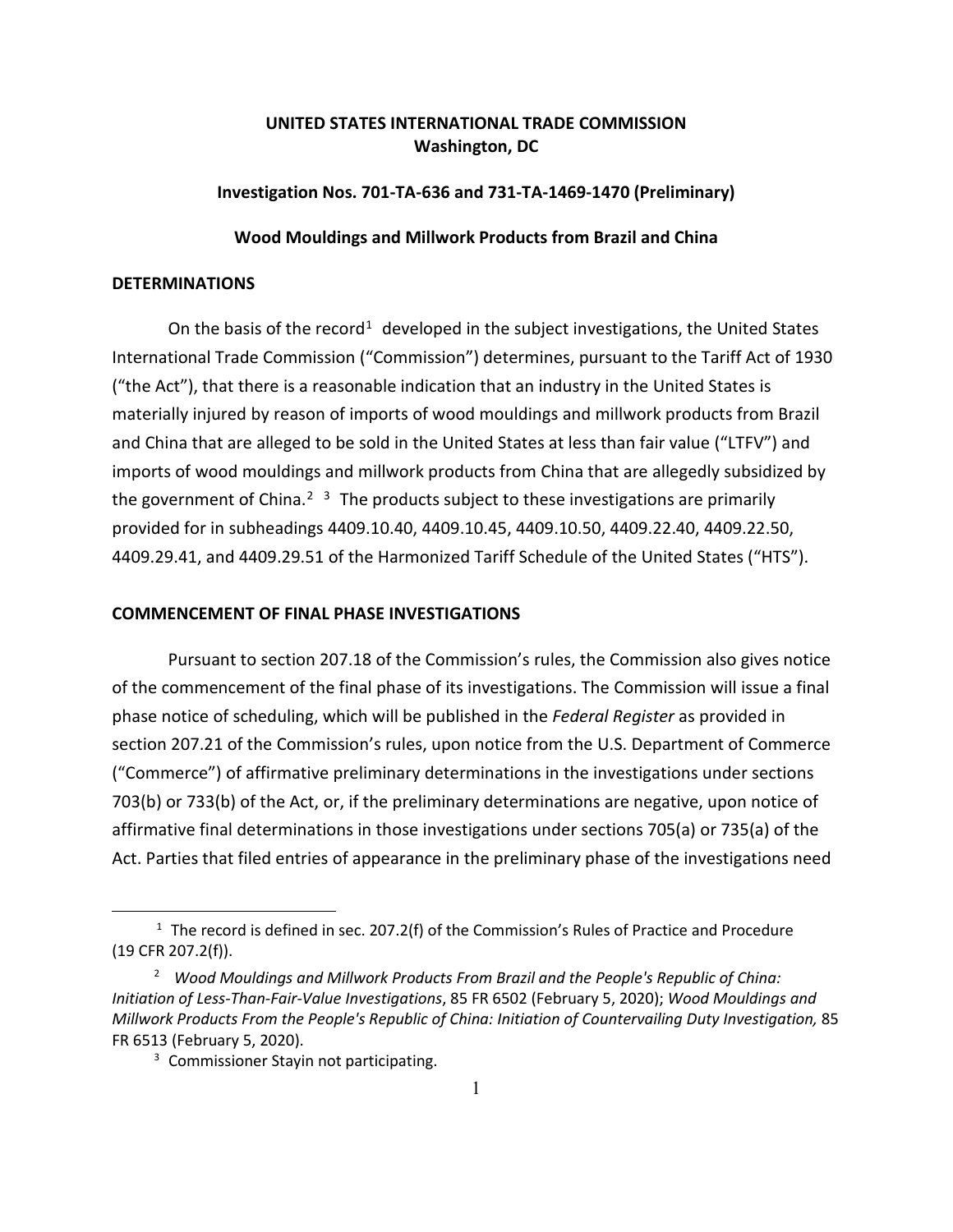**UNITED STATES INTERNATIONAL TRADE COMMISSION**
**Washington, DC**

**Investigation Nos. 701-TA-636 and 731-TA-1469-1470 (Preliminary)**

**Wood Mouldings and Millwork Products from Brazil and China**

## DETERMINATIONS

On the basis of the record[1] developed in the subject investigations, the United States International Trade Commission ("Commission") determines, pursuant to the Tariff Act of 1930 ("the Act"), that there is a reasonable indication that an industry in the United States is materially injured by reason of imports of wood mouldings and millwork products from Brazil and China that are alleged to be sold in the United States at less than fair value ("LTFV") and imports of wood mouldings and millwork products from China that are allegedly subsidized by the government of China.[2] [3] The products subject to these investigations are primarily provided for in subheadings 4409.10.40, 4409.10.45, 4409.10.50, 4409.22.40, 4409.22.50, 4409.29.41, and 4409.29.51 of the Harmonized Tariff Schedule of the United States ("HTS").

## COMMENCEMENT OF FINAL PHASE INVESTIGATIONS

Pursuant to section 207.18 of the Commission's rules, the Commission also gives notice of the commencement of the final phase of its investigations. The Commission will issue a final phase notice of scheduling, which will be published in the *Federal Register* as provided in section 207.21 of the Commission's rules, upon notice from the U.S. Department of Commerce ("Commerce") of affirmative preliminary determinations in the investigations under sections 703(b) or 733(b) of the Act, or, if the preliminary determinations are negative, upon notice of affirmative final determinations in those investigations under sections 705(a) or 735(a) of the Act. Parties that filed entries of appearance in the preliminary phase of the investigations need

---

[1] The record is defined in sec. 207.2(f) of the Commission's Rules of Practice and Procedure (19 CFR 207.2(f)).

[2] *Wood Mouldings and Millwork Products From Brazil and the People's Republic of China: Initiation of Less-Than-Fair-Value Investigations*, 85 FR 6502 (February 5, 2020); *Wood Mouldings and Millwork Products From the People's Republic of China: Initiation of Countervailing Duty Investigation,* 85 FR 6513 (February 5, 2020).

[3] Commissioner Stayin not participating.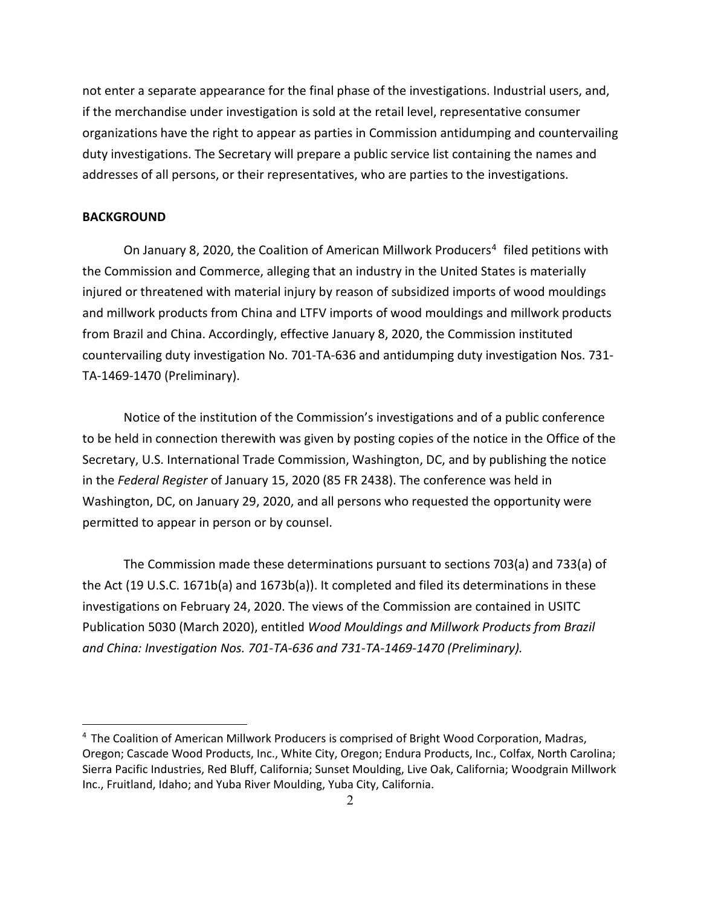not enter a separate appearance for the final phase of the investigations. Industrial users, and, if the merchandise under investigation is sold at the retail level, representative consumer organizations have the right to appear as parties in Commission antidumping and countervailing duty investigations. The Secretary will prepare a public service list containing the names and addresses of all persons, or their representatives, who are parties to the investigations.

**BACKGROUND**

On January 8, 2020, the Coalition of American Millwork Producers[4] filed petitions with the Commission and Commerce, alleging that an industry in the United States is materially injured or threatened with material injury by reason of subsidized imports of wood mouldings and millwork products from China and LTFV imports of wood mouldings and millwork products from Brazil and China. Accordingly, effective January 8, 2020, the Commission instituted countervailing duty investigation No. 701-TA-636 and antidumping duty investigation Nos. 731-TA-1469-1470 (Preliminary).

Notice of the institution of the Commission's investigations and of a public conference to be held in connection therewith was given by posting copies of the notice in the Office of the Secretary, U.S. International Trade Commission, Washington, DC, and by publishing the notice in the *Federal Register* of January 15, 2020 (85 FR 2438). The conference was held in Washington, DC, on January 29, 2020, and all persons who requested the opportunity were permitted to appear in person or by counsel.

The Commission made these determinations pursuant to sections 703(a) and 733(a) of the Act (19 U.S.C. 1671b(a) and 1673b(a)). It completed and filed its determinations in these investigations on February 24, 2020. The views of the Commission are contained in USITC Publication 5030 (March 2020), entitled *Wood Mouldings and Millwork Products from Brazil and China: Investigation Nos. 701-TA-636 and 731-TA-1469-1470 (Preliminary).*

---

[4] The Coalition of American Millwork Producers is comprised of Bright Wood Corporation, Madras, Oregon; Cascade Wood Products, Inc., White City, Oregon; Endura Products, Inc., Colfax, North Carolina; Sierra Pacific Industries, Red Bluff, California; Sunset Moulding, Live Oak, California; Woodgrain Millwork Inc., Fruitland, Idaho; and Yuba River Moulding, Yuba City, California.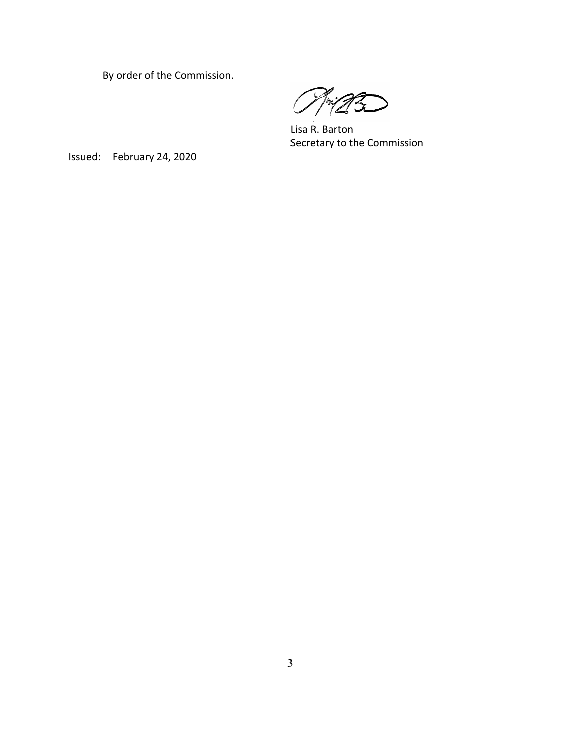By order of the Commission.

Lisa R. Barton
Secretary to the Commission

Issued: February 24, 2020